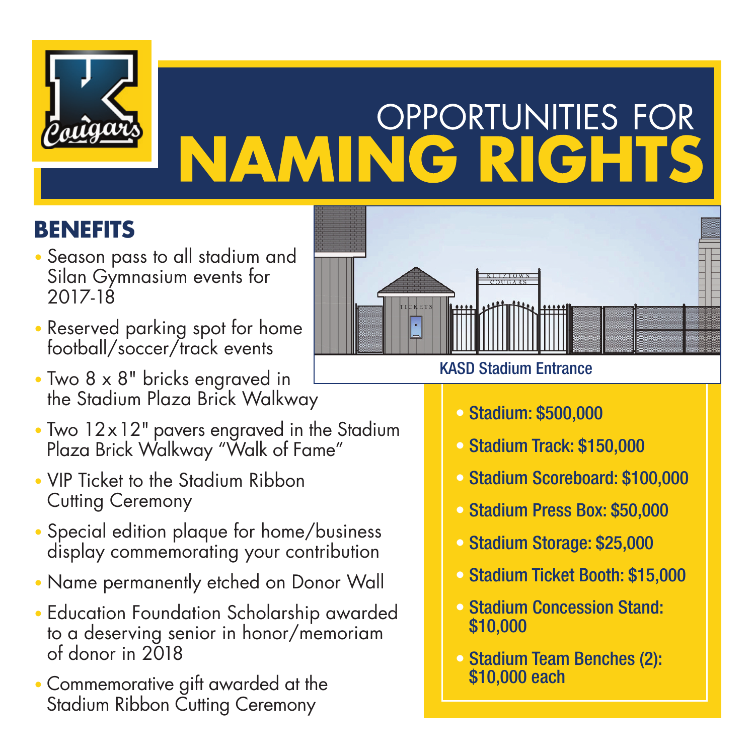# OPPORTUNITIES FOR NAMING RIGHTS

## BENEFITS

- Season pass to all stadium and Silan Gymnasium events for 2017-18
- Reserved parking spot for home football/soccer/track events
- Two 8 x 8" bricks engraved in the Stadium Plaza Brick Walkway
- Two 12x12" pavers engraved in the Stadium Plaza Brick Walkway "Walk of Fame"
- VIP Ticket to the Stadium Ribbon Cutting Ceremony
- Special edition plaque for home/business display commemorating your contribution
- Name permanently etched on Donor Wall
- Education Foundation Scholarship awarded to a deserving senior in honor/memoriam of donor in 2018
- Commemorative gift awarded at the Stadium Ribbon Cutting Ceremony

KASD Stadium Entrance

- **Stadium: $500,000**
- **Stadium Track: $150,000**
- **Stadium Scoreboard: $100,000**
- **Stadium Press Box: $50,000**
- **Stadium Storage: $25,000**
- **Stadium Ticket Booth: $15,000**
- **Stadium Concession Stand: $10,000**
- **Stadium Team Benches (2): $10,000 each**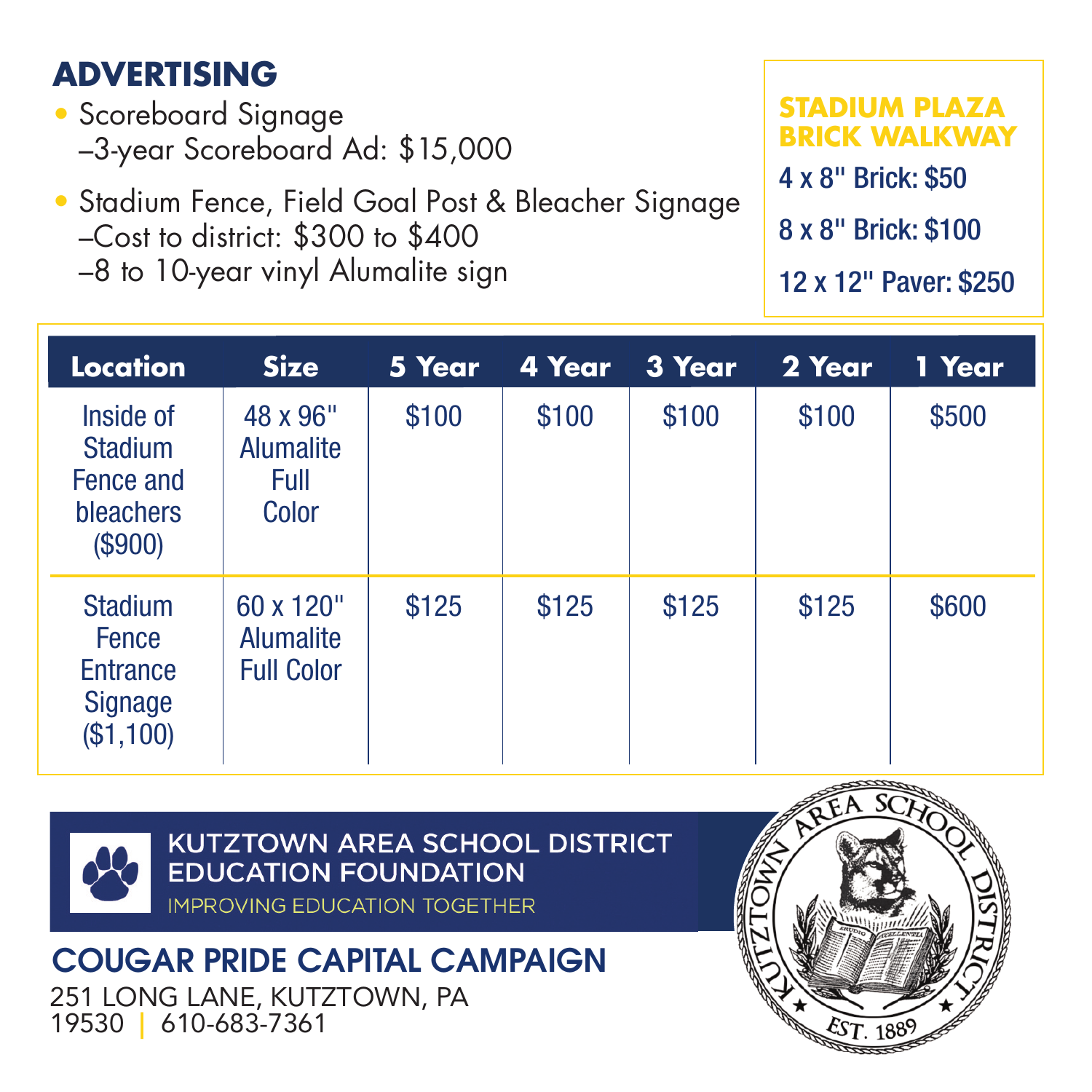## ADVERTISING

- Scoreboard Signage
  –3-year Scoreboard Ad: $15,000
- Stadium Fence, Field Goal Post & Bleacher Signage
  –Cost to district: $300 to $400
  –8 to 10-year vinyl Alumalite sign

### STADIUM PLAZA BRICK WALKWAY

4 x 8" Brick: $50

8 x 8" Brick: $100

12 x 12" Paver: $250

| Location | Size | 5 Year | 4 Year | 3 Year | 2 Year | 1 Year |
| --- | --- | --- | --- | --- | --- | --- |
| Inside of Stadium Fence and bleachers ($900) | 48 x 96" Alumalite Full Color | $100 | $100 | $100 | $100 | $500 |
| Stadium Fence Entrance Signage ($1,100) | 60 x 120" Alumalite Full Color | $125 | $125 | $125 | $125 | $600 |

KUTZTOWN AREA SCHOOL DISTRICT
EDUCATION FOUNDATION
IMPROVING EDUCATION TOGETHER

## COUGAR PRIDE CAPITAL CAMPAIGN

251 LONG LANE, KUTZTOWN, PA 19530 | 610-683-7361

KUTZTOWN AREA SCHOOL DISTRICT
EST. 1889